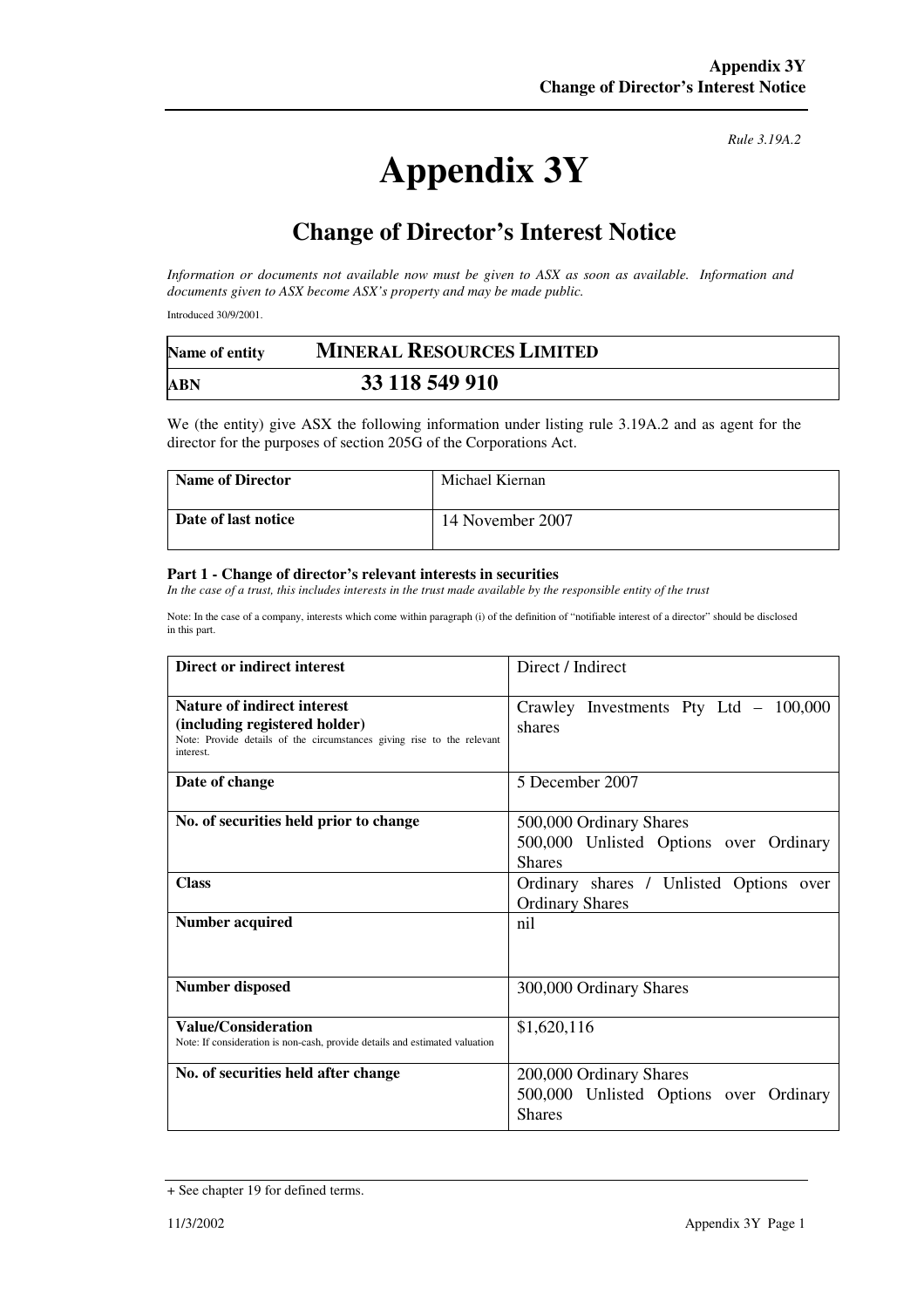*Rule 3.19A.2*

# Appendix 3Y

## Change of Director's Interest Notice

*Information or documents not available now must be given to ASX as soon as available. Information and documents given to ASX become ASX's property and may be made public.*

Introduced 30/9/2001.

| Name of entity | MINERAL RESOURCES LIMITED |
|---|---|
| ABN | 33 118 549 910 |

We (the entity) give ASX the following information under listing rule 3.19A.2 and as agent for the director for the purposes of section 205G of the Corporations Act.

| Name of Director | Michael Kiernan |
|---|---|
| Date of last notice | 14 November 2007 |

### Part 1 - Change of director's relevant interests in securities

*In the case of a trust, this includes interests in the trust made available by the responsible entity of the trust*

Note: In the case of a company, interests which come within paragraph (i) of the definition of "notifiable interest of a director" should be disclosed in this part.

| Direct or indirect interest | Direct / Indirect |
|---|---|
| **Nature of indirect interest (including registered holder)**<br>Note: Provide details of the circumstances giving rise to the relevant interest. | Crawley Investments Pty Ltd – 100,000 shares |
| **Date of change** | 5 December 2007 |
| **No. of securities held prior to change** | 500,000 Ordinary Shares<br>500,000 Unlisted Options over Ordinary Shares |
| **Class** | Ordinary shares / Unlisted Options over Ordinary Shares |
| **Number acquired** | nil |
| **Number disposed** | 300,000 Ordinary Shares |
| **Value/Consideration**<br>Note: If consideration is non-cash, provide details and estimated valuation | $1,620,116 |
| **No. of securities held after change** | 200,000 Ordinary Shares<br>500,000 Unlisted Options over Ordinary Shares |

+ See chapter 19 for defined terms.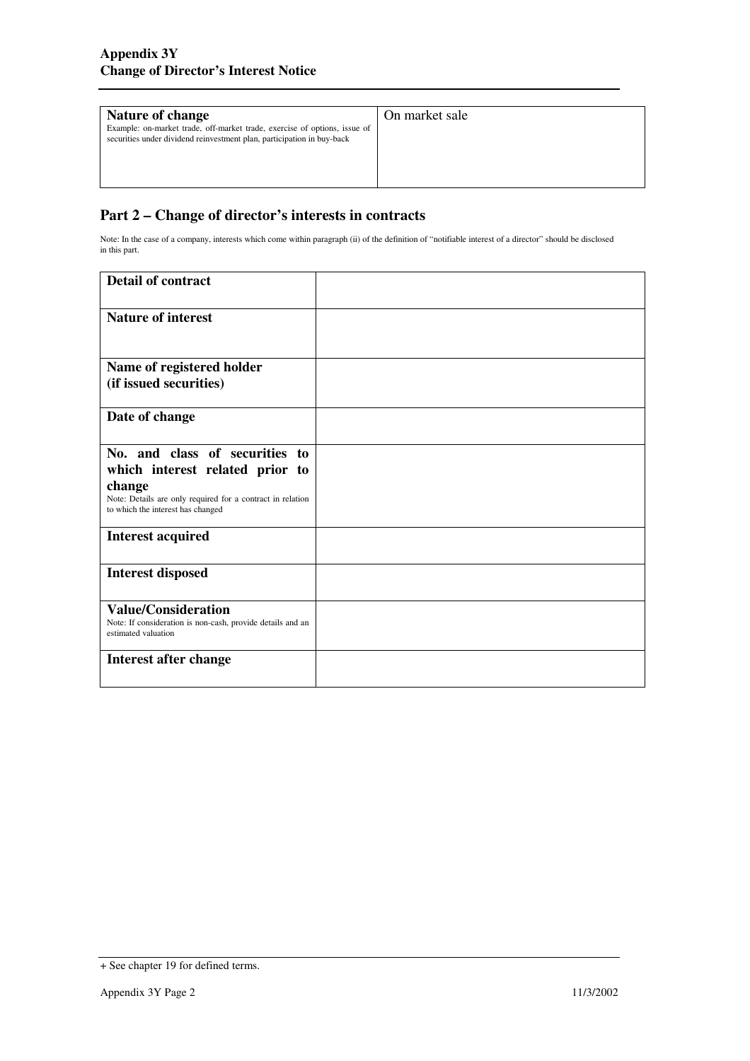| | |
|---|---|
| **Nature of change**<br>Example: on-market trade, off-market trade, exercise of options, issue of securities under dividend reinvestment plan, participation in buy-back | On market sale |

## Part 2 – Change of director's interests in contracts

Note: In the case of a company, interests which come within paragraph (ii) of the definition of "notifiable interest of a director" should be disclosed in this part.

| | |
|---|---|
| **Detail of contract** | |
| **Nature of interest** | |
| **Name of registered holder (if issued securities)** | |
| **Date of change** | |
| **No. and class of securities to which interest related prior to change**<br>Note: Details are only required for a contract in relation to which the interest has changed | |
| **Interest acquired** | |
| **Interest disposed** | |
| **Value/Consideration**<br>Note: If consideration is non-cash, provide details and an estimated valuation | |
| **Interest after change** | |

+ See chapter 19 for defined terms.